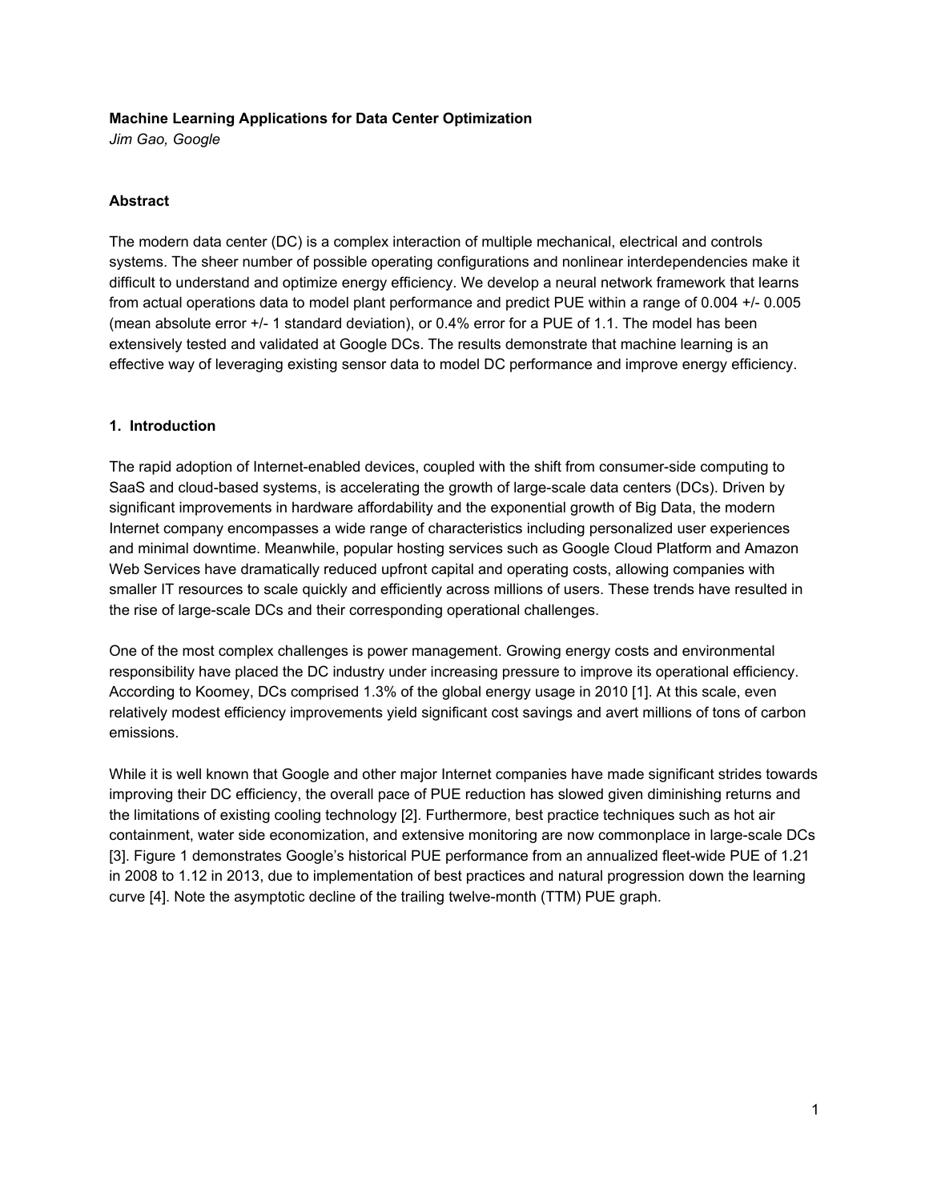# Machine Learning Applications for Data Center Optimization

*Jim Gao, Google*

## Abstract

The modern data center (DC) is a complex interaction of multiple mechanical, electrical and controls systems. The sheer number of possible operating configurations and nonlinear interdependencies make it difficult to understand and optimize energy efficiency. We develop a neural network framework that learns from actual operations data to model plant performance and predict PUE within a range of 0.004 +/- 0.005 (mean absolute error +/- 1 standard deviation), or 0.4% error for a PUE of 1.1. The model has been extensively tested and validated at Google DCs. The results demonstrate that machine learning is an effective way of leveraging existing sensor data to model DC performance and improve energy efficiency.

## 1. Introduction

The rapid adoption of Internet-enabled devices, coupled with the shift from consumer-side computing to SaaS and cloud-based systems, is accelerating the growth of large-scale data centers (DCs). Driven by significant improvements in hardware affordability and the exponential growth of Big Data, the modern Internet company encompasses a wide range of characteristics including personalized user experiences and minimal downtime. Meanwhile, popular hosting services such as Google Cloud Platform and Amazon Web Services have dramatically reduced upfront capital and operating costs, allowing companies with smaller IT resources to scale quickly and efficiently across millions of users. These trends have resulted in the rise of large-scale DCs and their corresponding operational challenges.

One of the most complex challenges is power management. Growing energy costs and environmental responsibility have placed the DC industry under increasing pressure to improve its operational efficiency. According to Koomey, DCs comprised 1.3% of the global energy usage in 2010 [1]. At this scale, even relatively modest efficiency improvements yield significant cost savings and avert millions of tons of carbon emissions.

While it is well known that Google and other major Internet companies have made significant strides towards improving their DC efficiency, the overall pace of PUE reduction has slowed given diminishing returns and the limitations of existing cooling technology [2]. Furthermore, best practice techniques such as hot air containment, water side economization, and extensive monitoring are now commonplace in large-scale DCs [3]. Figure 1 demonstrates Google's historical PUE performance from an annualized fleet-wide PUE of 1.21 in 2008 to 1.12 in 2013, due to implementation of best practices and natural progression down the learning curve [4]. Note the asymptotic decline of the trailing twelve-month (TTM) PUE graph.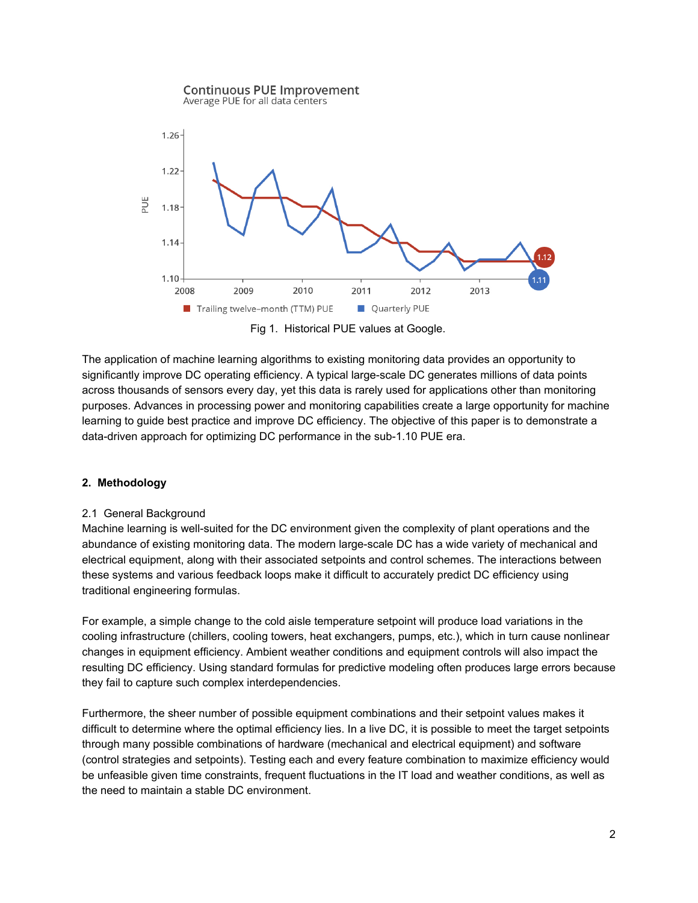Fig 1. Historical PUE values at Google.

The application of machine learning algorithms to existing monitoring data provides an opportunity to significantly improve DC operating efficiency. A typical large-scale DC generates millions of data points across thousands of sensors every day, yet this data is rarely used for applications other than monitoring purposes. Advances in processing power and monitoring capabilities create a large opportunity for machine learning to guide best practice and improve DC efficiency. The objective of this paper is to demonstrate a data-driven approach for optimizing DC performance in the sub-1.10 PUE era.

## 2. Methodology

### 2.1 General Background

Machine learning is well-suited for the DC environment given the complexity of plant operations and the abundance of existing monitoring data. The modern large-scale DC has a wide variety of mechanical and electrical equipment, along with their associated setpoints and control schemes. The interactions between these systems and various feedback loops make it difficult to accurately predict DC efficiency using traditional engineering formulas.

For example, a simple change to the cold aisle temperature setpoint will produce load variations in the cooling infrastructure (chillers, cooling towers, heat exchangers, pumps, etc.), which in turn cause nonlinear changes in equipment efficiency. Ambient weather conditions and equipment controls will also impact the resulting DC efficiency. Using standard formulas for predictive modeling often produces large errors because they fail to capture such complex interdependencies.

Furthermore, the sheer number of possible equipment combinations and their setpoint values makes it difficult to determine where the optimal efficiency lies. In a live DC, it is possible to meet the target setpoints through many possible combinations of hardware (mechanical and electrical equipment) and software (control strategies and setpoints). Testing each and every feature combination to maximize efficiency would be unfeasible given time constraints, frequent fluctuations in the IT load and weather conditions, as well as the need to maintain a stable DC environment.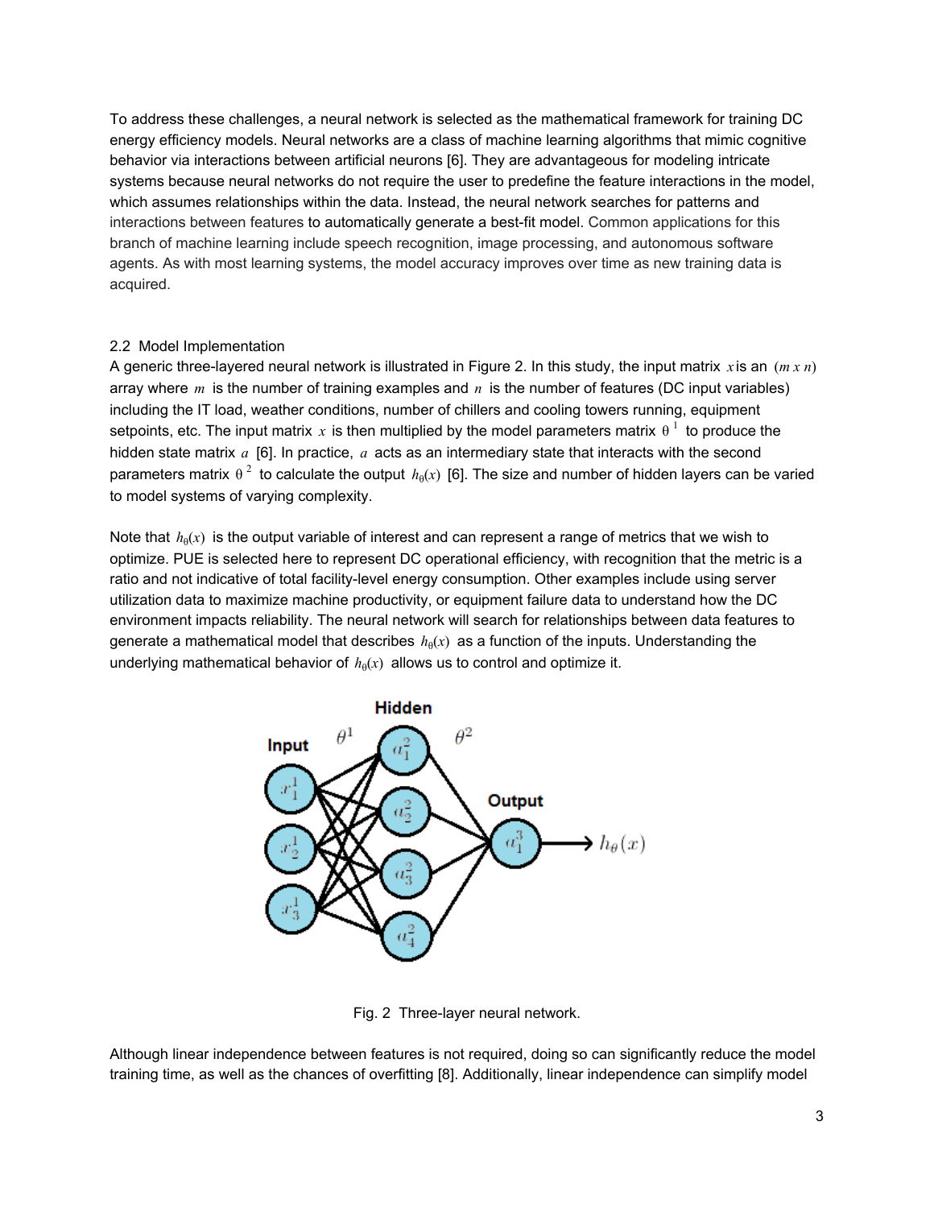To address these challenges, a neural network is selected as the mathematical framework for training DC energy efficiency models. Neural networks are a class of machine learning algorithms that mimic cognitive behavior via interactions between artificial neurons [6]. They are advantageous for modeling intricate systems because neural networks do not require the user to predefine the feature interactions in the model, which assumes relationships within the data. Instead, the neural network searches for patterns and interactions between features to automatically generate a best-fit model. Common applications for this branch of machine learning include speech recognition, image processing, and autonomous software agents. As with most learning systems, the model accuracy improves over time as new training data is acquired.

## 2.2 Model Implementation

A generic three-layered neural network is illustrated in Figure 2. In this study, the input matrix $x$ is an $(m \times n)$ array where $m$ is the number of training examples and $n$ is the number of features (DC input variables) including the IT load, weather conditions, number of chillers and cooling towers running, equipment setpoints, etc. The input matrix $x$ is then multiplied by the model parameters matrix $\theta^1$ to produce the hidden state matrix $a$ [6]. In practice, $a$ acts as an intermediary state that interacts with the second parameters matrix $\theta^2$ to calculate the output $h_\theta(x)$ [6]. The size and number of hidden layers can be varied to model systems of varying complexity.

Note that $h_\theta(x)$ is the output variable of interest and can represent a range of metrics that we wish to optimize. PUE is selected here to represent DC operational efficiency, with recognition that the metric is a ratio and not indicative of total facility-level energy consumption. Other examples include using server utilization data to maximize machine productivity, or equipment failure data to understand how the DC environment impacts reliability. The neural network will search for relationships between data features to generate a mathematical model that describes $h_\theta(x)$ as a function of the inputs. Understanding the underlying mathematical behavior of $h_\theta(x)$ allows us to control and optimize it.

Fig. 2 Three-layer neural network.

Although linear independence between features is not required, doing so can significantly reduce the model training time, as well as the chances of overfitting [8]. Additionally, linear independence can simplify model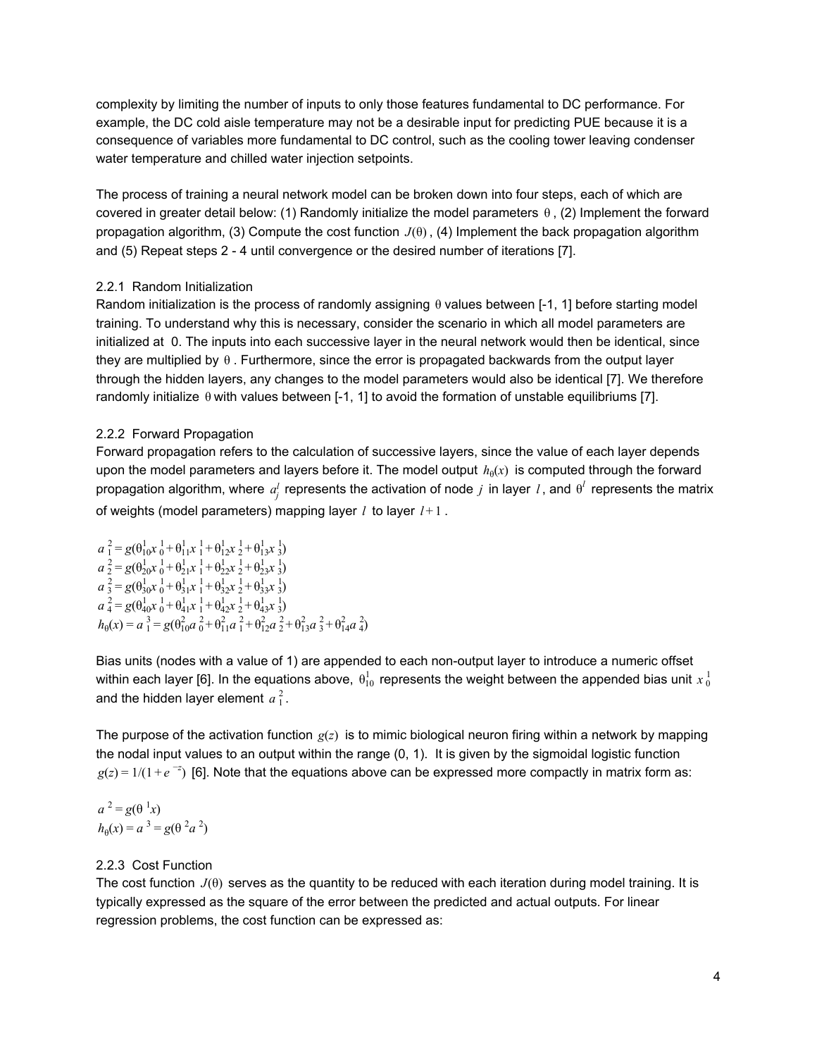complexity by limiting the number of inputs to only those features fundamental to DC performance. For example, the DC cold aisle temperature may not be a desirable input for predicting PUE because it is a consequence of variables more fundamental to DC control, such as the cooling tower leaving condenser water temperature and chilled water injection setpoints.

The process of training a neural network model can be broken down into four steps, each of which are covered in greater detail below: (1) Randomly initialize the model parameters $\theta$, (2) Implement the forward propagation algorithm, (3) Compute the cost function $J(\theta)$, (4) Implement the back propagation algorithm and (5) Repeat steps 2 - 4 until convergence or the desired number of iterations [7].

### 2.2.1 Random Initialization

Random initialization is the process of randomly assigning $\theta$ values between [-1, 1] before starting model training. To understand why this is necessary, consider the scenario in which all model parameters are initialized at 0. The inputs into each successive layer in the neural network would then be identical, since they are multiplied by $\theta$. Furthermore, since the error is propagated backwards from the output layer through the hidden layers, any changes to the model parameters would also be identical [7]. We therefore randomly initialize $\theta$ with values between [-1, 1] to avoid the formation of unstable equilibriums [7].

### 2.2.2 Forward Propagation

Forward propagation refers to the calculation of successive layers, since the value of each layer depends upon the model parameters and layers before it. The model output $h_\theta(x)$ is computed through the forward propagation algorithm, where $a_j^l$ represents the activation of node $j$ in layer $l$, and $\theta^l$ represents the matrix of weights (model parameters) mapping layer $l$ to layer $l+1$.

$$a_1^2 = g(\theta_{10}^1 x_0^1 + \theta_{11}^1 x_1^1 + \theta_{12}^1 x_2^1 + \theta_{13}^1 x_3^1)$$
$$a_2^2 = g(\theta_{20}^1 x_0^1 + \theta_{21}^1 x_1^1 + \theta_{22}^1 x_2^1 + \theta_{23}^1 x_3^1)$$
$$a_3^2 = g(\theta_{30}^1 x_0^1 + \theta_{31}^1 x_1^1 + \theta_{32}^1 x_2^1 + \theta_{33}^1 x_3^1)$$
$$a_4^2 = g(\theta_{40}^1 x_0^1 + \theta_{41}^1 x_1^1 + \theta_{42}^1 x_2^1 + \theta_{43}^1 x_3^1)$$
$$h_\theta(x) = a_1^3 = g(\theta_{10}^2 a_0^2 + \theta_{11}^2 a_1^2 + \theta_{12}^2 a_2^2 + \theta_{13}^2 a_3^2 + \theta_{14}^2 a_4^2)$$

Bias units (nodes with a value of 1) are appended to each non-output layer to introduce a numeric offset within each layer [6]. In the equations above, $\theta_{10}^1$ represents the weight between the appended bias unit $x_0^1$ and the hidden layer element $a_1^2$.

The purpose of the activation function $g(z)$ is to mimic biological neuron firing within a network by mapping the nodal input values to an output within the range (0, 1). It is given by the sigmoidal logistic function $g(z) = 1/(1+e^{-z})$ [6]. Note that the equations above can be expressed more compactly in matrix form as:

$$a^2 = g(\theta^1 x)$$
$$h_\theta(x) = a^3 = g(\theta^2 a^2)$$

### 2.2.3 Cost Function

The cost function $J(\theta)$ serves as the quantity to be reduced with each iteration during model training. It is typically expressed as the square of the error between the predicted and actual outputs. For linear regression problems, the cost function can be expressed as: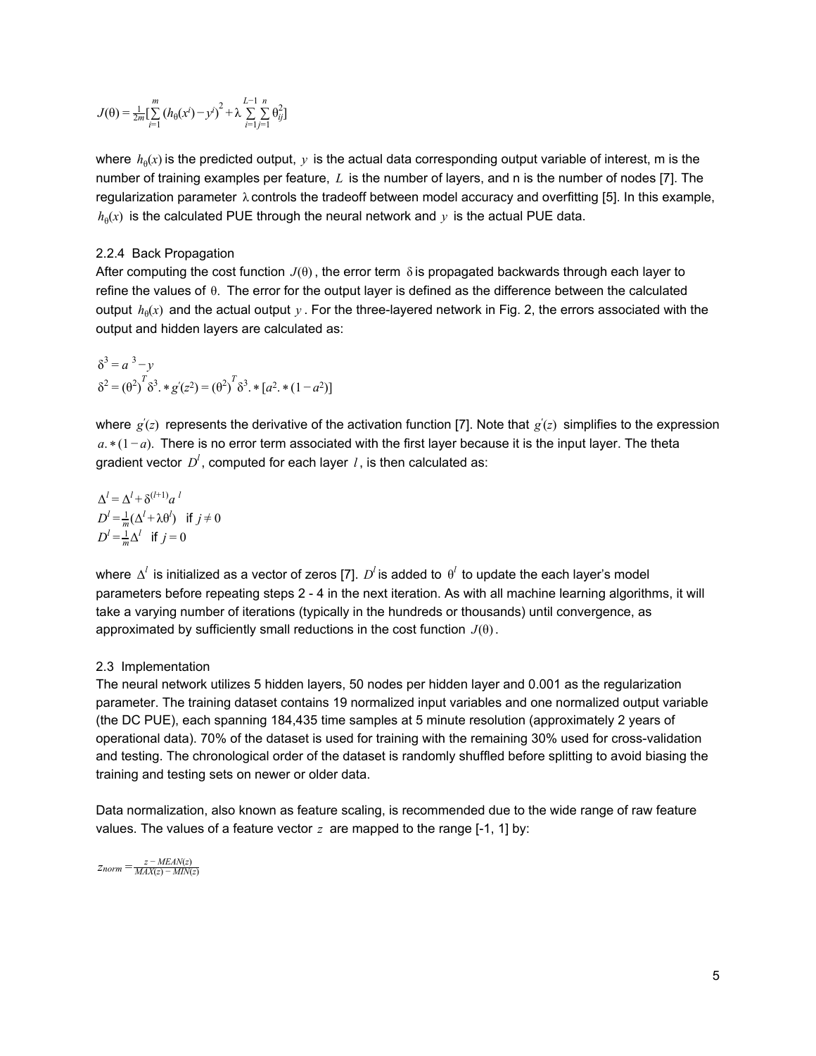$$J(\theta) = \frac{1}{2m}\left[\sum_{i=1}^{m} (h_\theta(x^i) - y^i)^2 + \lambda \sum_{i=1}^{L-1}\sum_{j=1}^{n} \theta_{ij}^2\right]$$

where $h_\theta(x)$ is the predicted output, $y$ is the actual data corresponding output variable of interest, m is the number of training examples per feature, $L$ is the number of layers, and n is the number of nodes [7]. The regularization parameter $\lambda$ controls the tradeoff between model accuracy and overfitting [5]. In this example, $h_\theta(x)$ is the calculated PUE through the neural network and $y$ is the actual PUE data.

### 2.2.4 Back Propagation

After computing the cost function $J(\theta)$, the error term $\delta$ is propagated backwards through each layer to refine the values of $\theta$. The error for the output layer is defined as the difference between the calculated output $h_\theta(x)$ and the actual output $y$. For the three-layered network in Fig. 2, the errors associated with the output and hidden layers are calculated as:

$$\delta^3 = a^3 - y$$
$$\delta^2 = (\theta^2)^T \delta^3 .* g'(z^2) = (\theta^2)^T \delta^3 .* [a^2 .* (1 - a^2)]$$

where $g'(z)$ represents the derivative of the activation function [7]. Note that $g'(z)$ simplifies to the expression $a .* (1 - a)$. There is no error term associated with the first layer because it is the input layer. The theta gradient vector $D^l$, computed for each layer $l$, is then calculated as:

$$\Delta^l = \Delta^l + \delta^{(l+1)} a^l$$
$$D^l = \frac{1}{m}(\Delta^l + \lambda\theta^l) \quad \text{if } j \neq 0$$
$$D^l = \frac{1}{m}\Delta^l \quad \text{if } j = 0$$

where $\Delta^l$ is initialized as a vector of zeros [7]. $D^l$ is added to $\theta^l$ to update the each layer's model parameters before repeating steps 2 - 4 in the next iteration. As with all machine learning algorithms, it will take a varying number of iterations (typically in the hundreds or thousands) until convergence, as approximated by sufficiently small reductions in the cost function $J(\theta)$.

## 2.3 Implementation

The neural network utilizes 5 hidden layers, 50 nodes per hidden layer and 0.001 as the regularization parameter. The training dataset contains 19 normalized input variables and one normalized output variable (the DC PUE), each spanning 184,435 time samples at 5 minute resolution (approximately 2 years of operational data). 70% of the dataset is used for training with the remaining 30% used for cross-validation and testing. The chronological order of the dataset is randomly shuffled before splitting to avoid biasing the training and testing sets on newer or older data.

Data normalization, also known as feature scaling, is recommended due to the wide range of raw feature values. The values of a feature vector $z$ are mapped to the range [-1, 1] by:

$$z_{norm} = \frac{z - MEAN(z)}{MAX(z) - MIN(z)}$$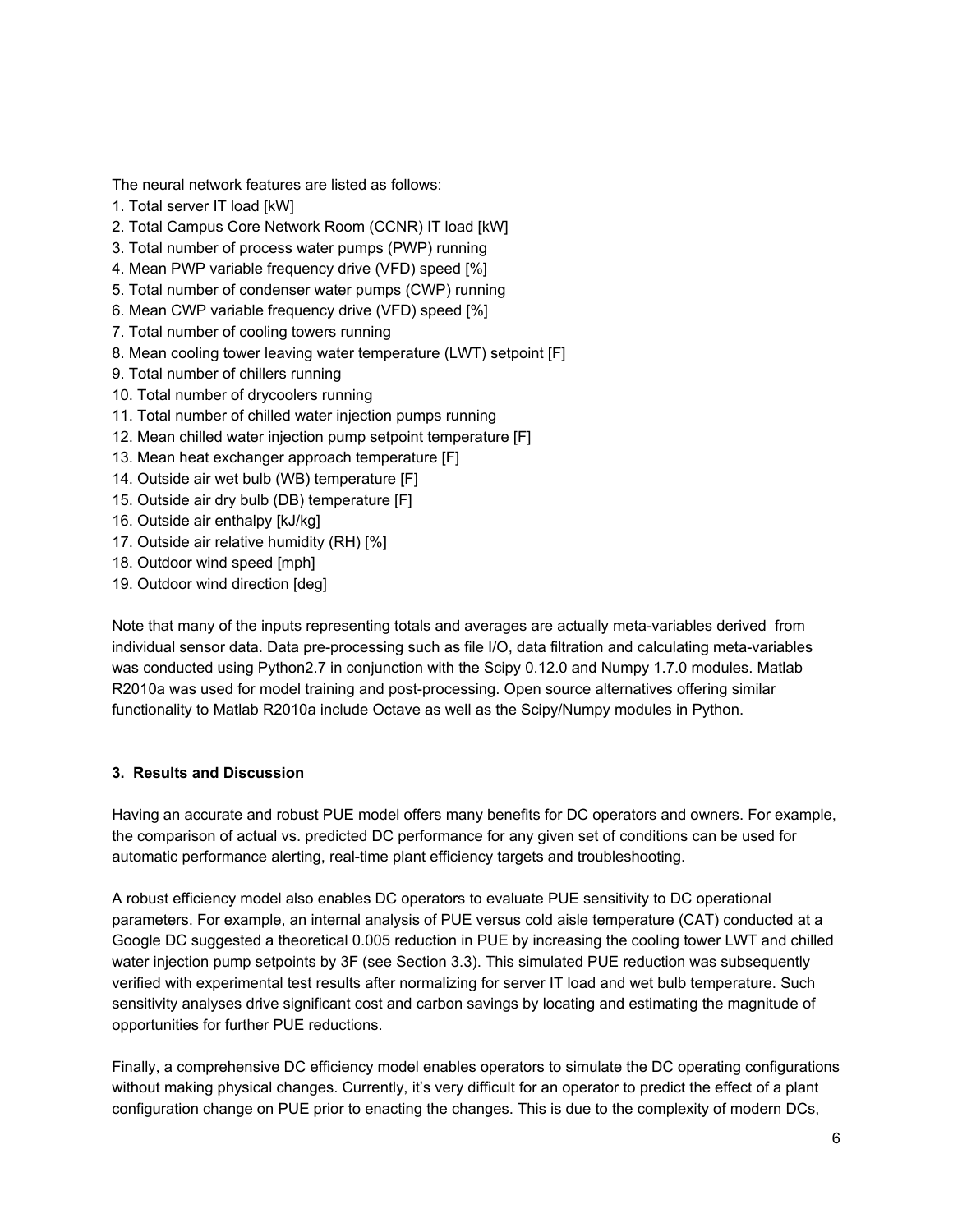The neural network features are listed as follows:

1. Total server IT load [kW]
2. Total Campus Core Network Room (CCNR) IT load [kW]
3. Total number of process water pumps (PWP) running
4. Mean PWP variable frequency drive (VFD) speed [%]
5. Total number of condenser water pumps (CWP) running
6. Mean CWP variable frequency drive (VFD) speed [%]
7. Total number of cooling towers running
8. Mean cooling tower leaving water temperature (LWT) setpoint [F]
9. Total number of chillers running
10. Total number of drycoolers running
11. Total number of chilled water injection pumps running
12. Mean chilled water injection pump setpoint temperature [F]
13. Mean heat exchanger approach temperature [F]
14. Outside air wet bulb (WB) temperature [F]
15. Outside air dry bulb (DB) temperature [F]
16. Outside air enthalpy [kJ/kg]
17. Outside air relative humidity (RH) [%]
18. Outdoor wind speed [mph]
19. Outdoor wind direction [deg]

Note that many of the inputs representing totals and averages are actually meta-variables derived from individual sensor data. Data pre-processing such as file I/O, data filtration and calculating meta-variables was conducted using Python2.7 in conjunction with the Scipy 0.12.0 and Numpy 1.7.0 modules. Matlab R2010a was used for model training and post-processing. Open source alternatives offering similar functionality to Matlab R2010a include Octave as well as the Scipy/Numpy modules in Python.

### 3. Results and Discussion

Having an accurate and robust PUE model offers many benefits for DC operators and owners. For example, the comparison of actual vs. predicted DC performance for any given set of conditions can be used for automatic performance alerting, real-time plant efficiency targets and troubleshooting.

A robust efficiency model also enables DC operators to evaluate PUE sensitivity to DC operational parameters. For example, an internal analysis of PUE versus cold aisle temperature (CAT) conducted at a Google DC suggested a theoretical 0.005 reduction in PUE by increasing the cooling tower LWT and chilled water injection pump setpoints by 3F (see Section 3.3). This simulated PUE reduction was subsequently verified with experimental test results after normalizing for server IT load and wet bulb temperature. Such sensitivity analyses drive significant cost and carbon savings by locating and estimating the magnitude of opportunities for further PUE reductions.

Finally, a comprehensive DC efficiency model enables operators to simulate the DC operating configurations without making physical changes. Currently, it's very difficult for an operator to predict the effect of a plant configuration change on PUE prior to enacting the changes. This is due to the complexity of modern DCs,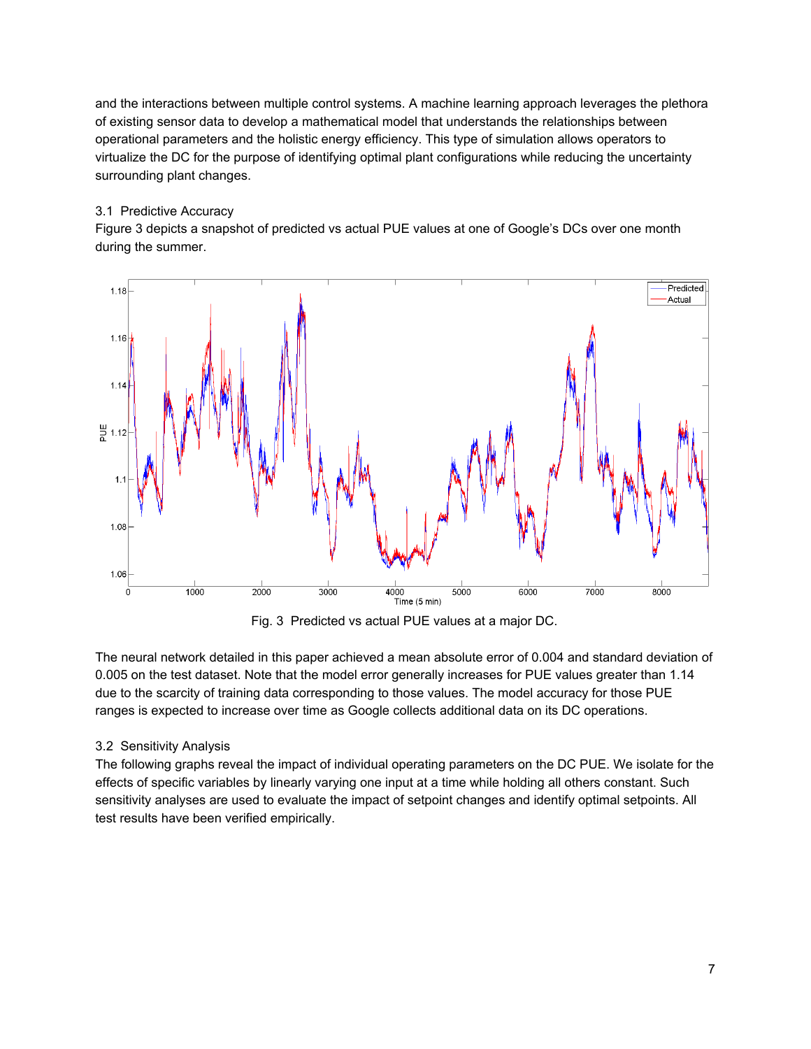and the interactions between multiple control systems. A machine learning approach leverages the plethora of existing sensor data to develop a mathematical model that understands the relationships between operational parameters and the holistic energy efficiency. This type of simulation allows operators to virtualize the DC for the purpose of identifying optimal plant configurations while reducing the uncertainty surrounding plant changes.

### 3.1 Predictive Accuracy

Figure 3 depicts a snapshot of predicted vs actual PUE values at one of Google's DCs over one month during the summer.

Fig. 3 Predicted vs actual PUE values at a major DC.

The neural network detailed in this paper achieved a mean absolute error of 0.004 and standard deviation of 0.005 on the test dataset. Note that the model error generally increases for PUE values greater than 1.14 due to the scarcity of training data corresponding to those values. The model accuracy for those PUE ranges is expected to increase over time as Google collects additional data on its DC operations.

### 3.2 Sensitivity Analysis

The following graphs reveal the impact of individual operating parameters on the DC PUE. We isolate for the effects of specific variables by linearly varying one input at a time while holding all others constant. Such sensitivity analyses are used to evaluate the impact of setpoint changes and identify optimal setpoints. All test results have been verified empirically.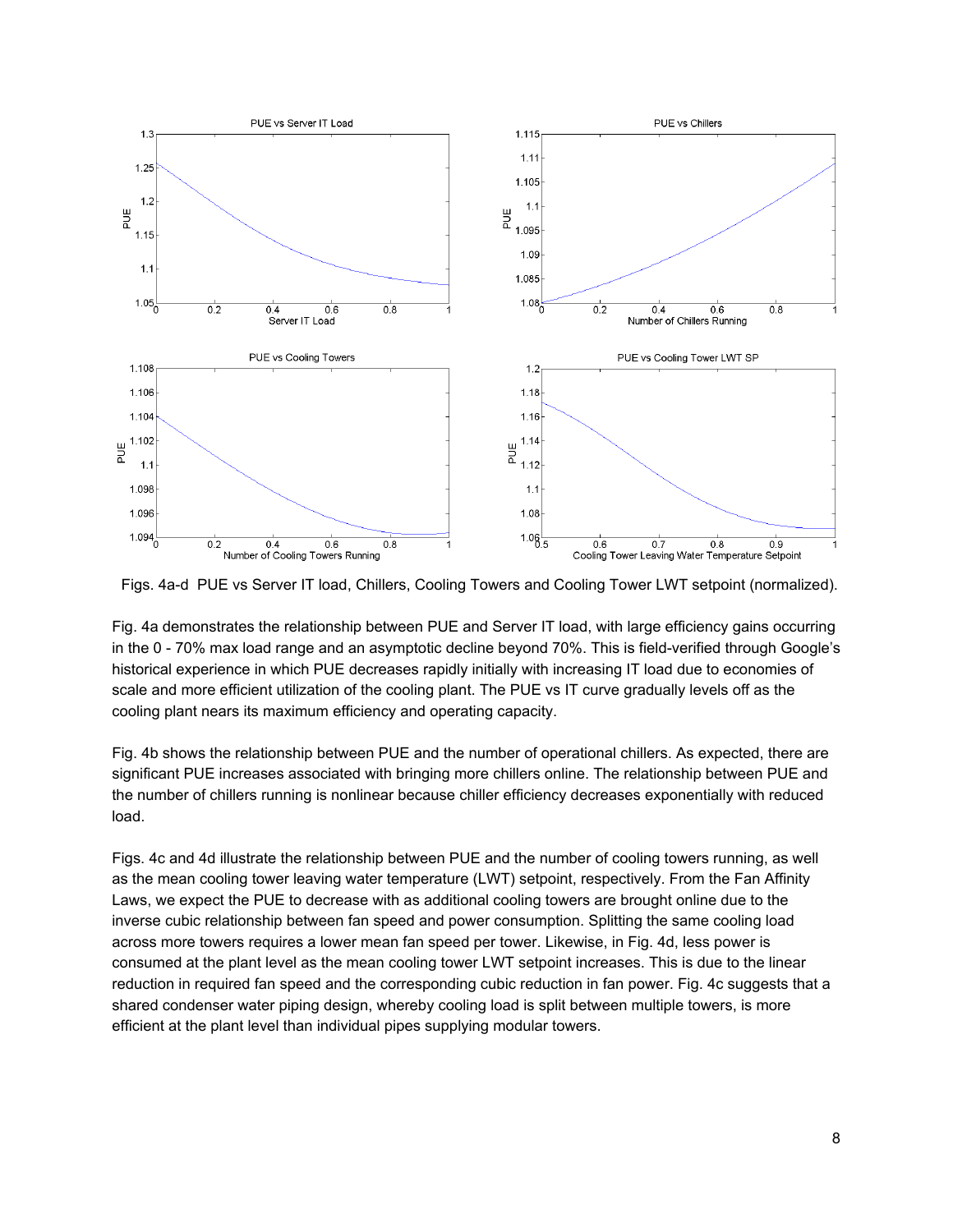Figs. 4a-d PUE vs Server IT load, Chillers, Cooling Towers and Cooling Tower LWT setpoint (normalized).

Fig. 4a demonstrates the relationship between PUE and Server IT load, with large efficiency gains occurring in the 0 - 70% max load range and an asymptotic decline beyond 70%. This is field-verified through Google's historical experience in which PUE decreases rapidly initially with increasing IT load due to economies of scale and more efficient utilization of the cooling plant. The PUE vs IT curve gradually levels off as the cooling plant nears its maximum efficiency and operating capacity.

Fig. 4b shows the relationship between PUE and the number of operational chillers. As expected, there are significant PUE increases associated with bringing more chillers online. The relationship between PUE and the number of chillers running is nonlinear because chiller efficiency decreases exponentially with reduced load.

Figs. 4c and 4d illustrate the relationship between PUE and the number of cooling towers running, as well as the mean cooling tower leaving water temperature (LWT) setpoint, respectively. From the Fan Affinity Laws, we expect the PUE to decrease with as additional cooling towers are brought online due to the inverse cubic relationship between fan speed and power consumption. Splitting the same cooling load across more towers requires a lower mean fan speed per tower. Likewise, in Fig. 4d, less power is consumed at the plant level as the mean cooling tower LWT setpoint increases. This is due to the linear reduction in required fan speed and the corresponding cubic reduction in fan power. Fig. 4c suggests that a shared condenser water piping design, whereby cooling load is split between multiple towers, is more efficient at the plant level than individual pipes supplying modular towers.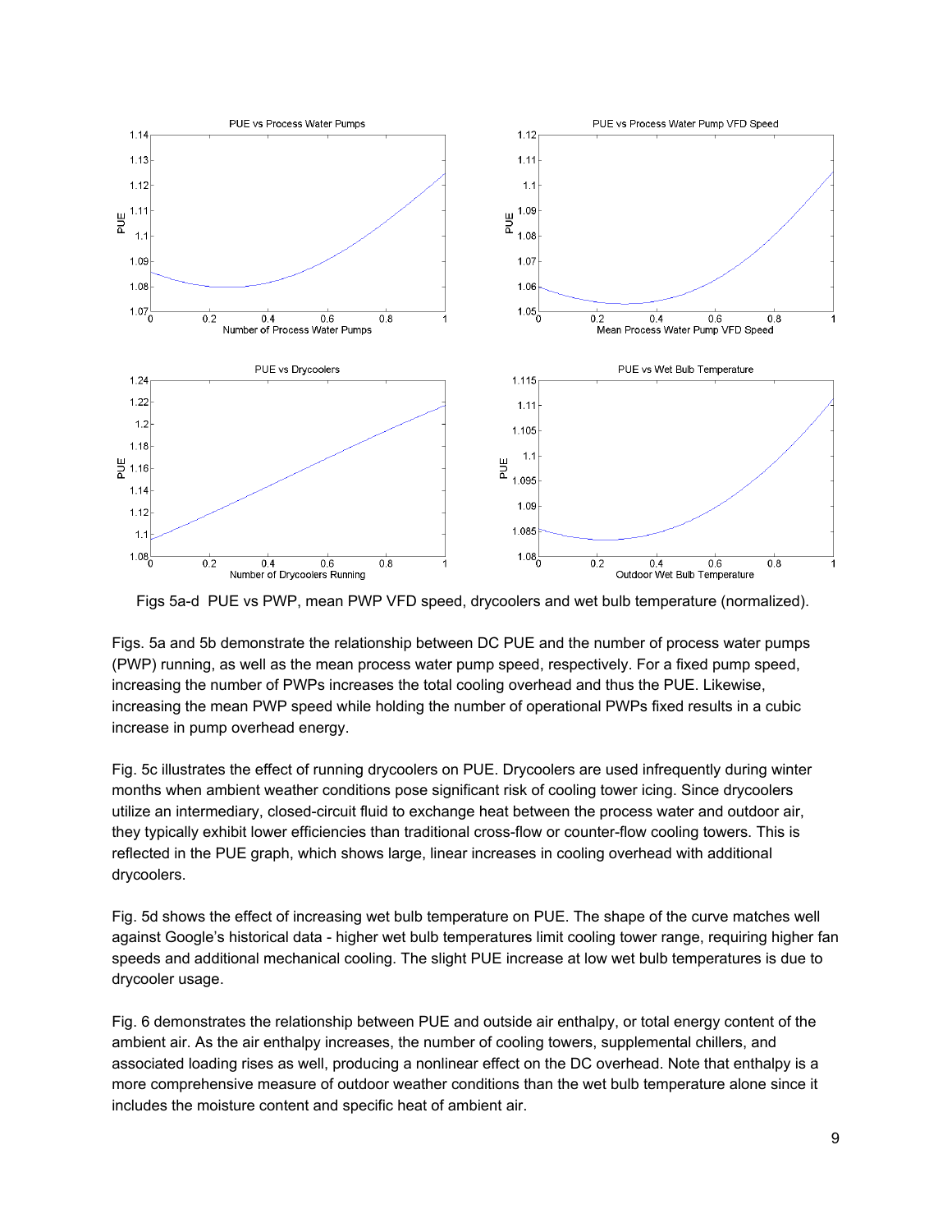Figs 5a-d PUE vs PWP, mean PWP VFD speed, drycoolers and wet bulb temperature (normalized).

Figs. 5a and 5b demonstrate the relationship between DC PUE and the number of process water pumps (PWP) running, as well as the mean process water pump speed, respectively. For a fixed pump speed, increasing the number of PWPs increases the total cooling overhead and thus the PUE. Likewise, increasing the mean PWP speed while holding the number of operational PWPs fixed results in a cubic increase in pump overhead energy.

Fig. 5c illustrates the effect of running drycoolers on PUE. Drycoolers are used infrequently during winter months when ambient weather conditions pose significant risk of cooling tower icing. Since drycoolers utilize an intermediary, closed-circuit fluid to exchange heat between the process water and outdoor air, they typically exhibit lower efficiencies than traditional cross-flow or counter-flow cooling towers. This is reflected in the PUE graph, which shows large, linear increases in cooling overhead with additional drycoolers.

Fig. 5d shows the effect of increasing wet bulb temperature on PUE. The shape of the curve matches well against Google's historical data - higher wet bulb temperatures limit cooling tower range, requiring higher fan speeds and additional mechanical cooling. The slight PUE increase at low wet bulb temperatures is due to drycooler usage.

Fig. 6 demonstrates the relationship between PUE and outside air enthalpy, or total energy content of the ambient air. As the air enthalpy increases, the number of cooling towers, supplemental chillers, and associated loading rises as well, producing a nonlinear effect on the DC overhead. Note that enthalpy is a more comprehensive measure of outdoor weather conditions than the wet bulb temperature alone since it includes the moisture content and specific heat of ambient air.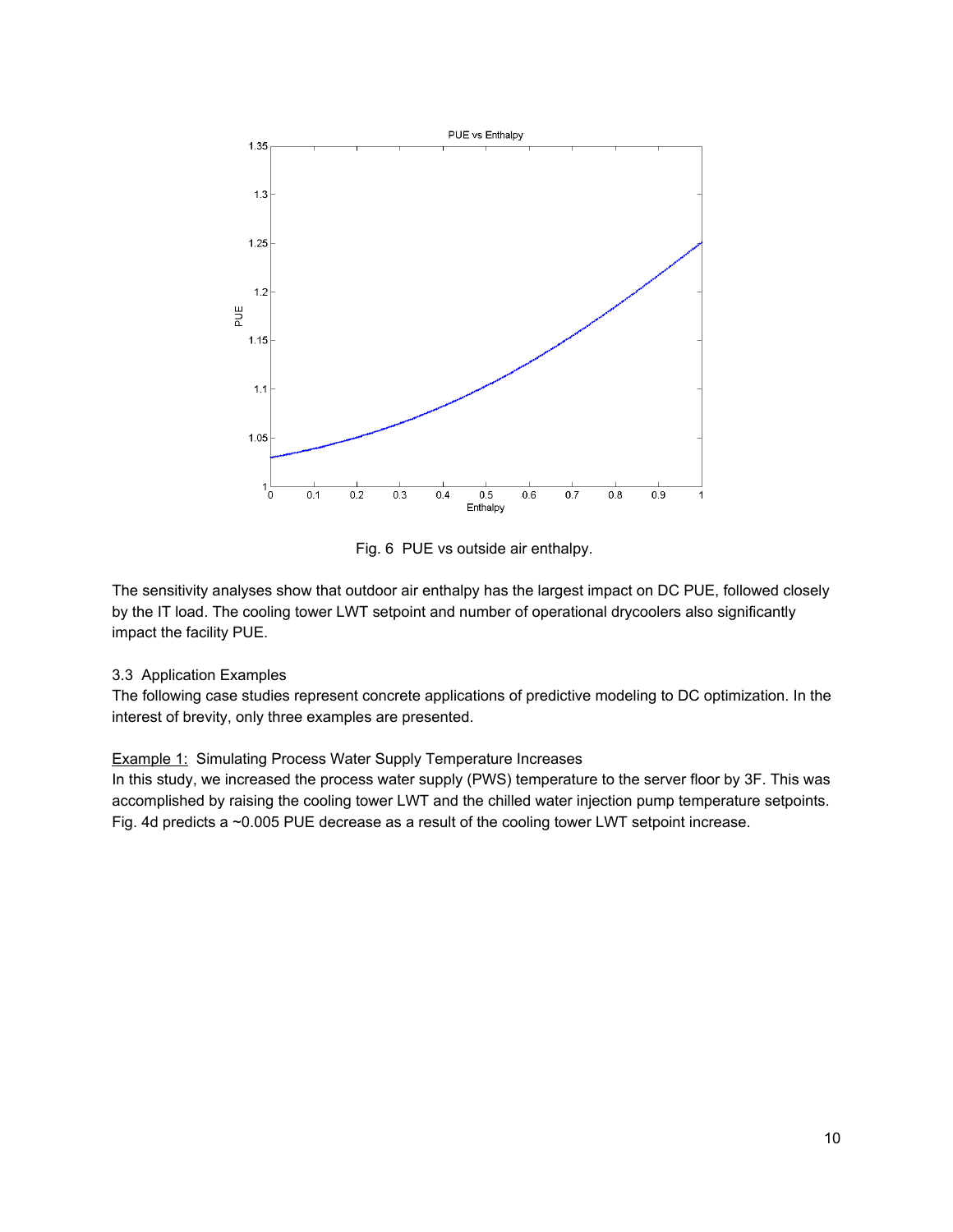Fig. 6  PUE vs outside air enthalpy.

The sensitivity analyses show that outdoor air enthalpy has the largest impact on DC PUE, followed closely by the IT load. The cooling tower LWT setpoint and number of operational drycoolers also significantly impact the facility PUE.

### 3.3  Application Examples

The following case studies represent concrete applications of predictive modeling to DC optimization. In the interest of brevity, only three examples are presented.

Example 1:  Simulating Process Water Supply Temperature Increases

In this study, we increased the process water supply (PWS) temperature to the server floor by 3F. This was accomplished by raising the cooling tower LWT and the chilled water injection pump temperature setpoints. Fig. 4d predicts a ~0.005 PUE decrease as a result of the cooling tower LWT setpoint increase.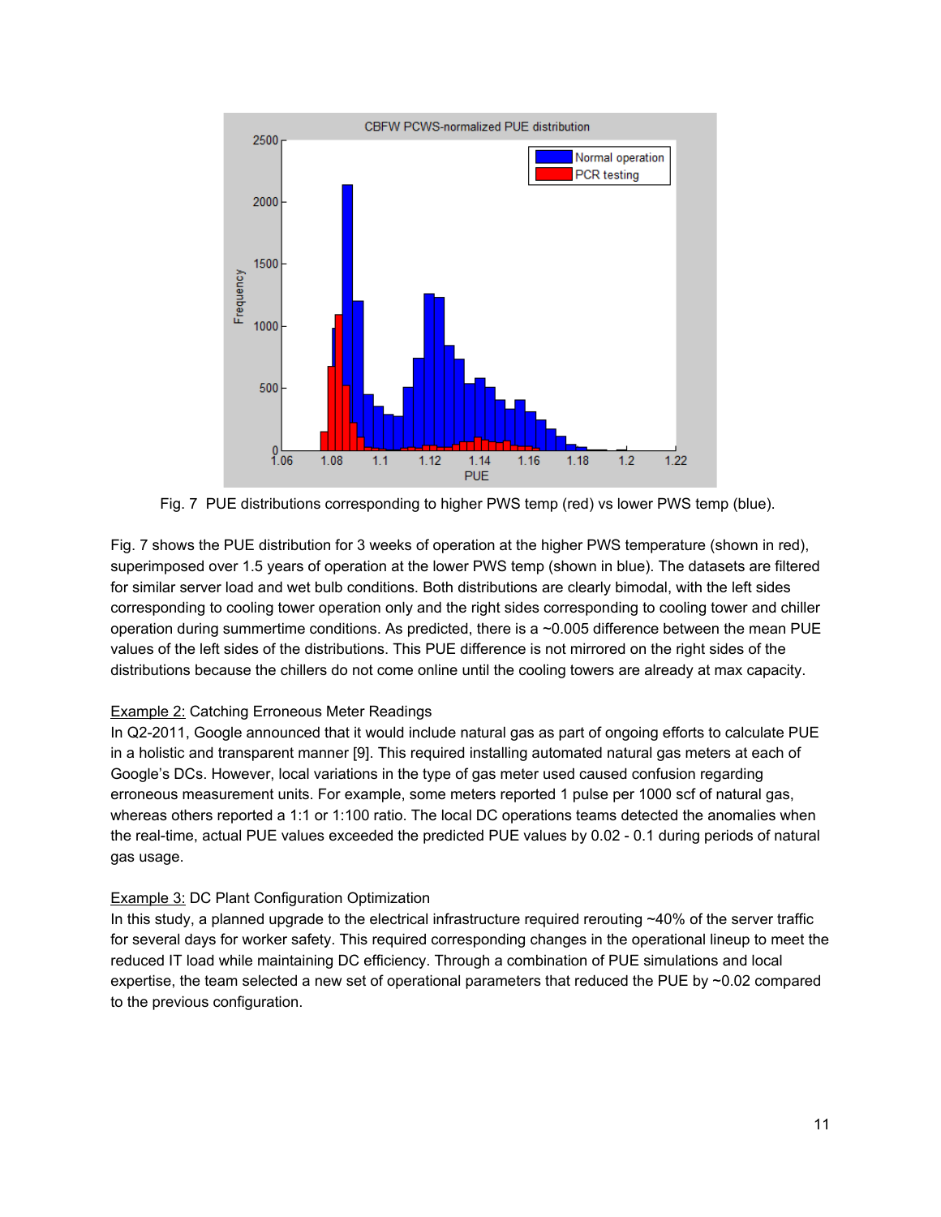Fig. 7 PUE distributions corresponding to higher PWS temp (red) vs lower PWS temp (blue).

Fig. 7 shows the PUE distribution for 3 weeks of operation at the higher PWS temperature (shown in red), superimposed over 1.5 years of operation at the lower PWS temp (shown in blue). The datasets are filtered for similar server load and wet bulb conditions. Both distributions are clearly bimodal, with the left sides corresponding to cooling tower operation only and the right sides corresponding to cooling tower and chiller operation during summertime conditions. As predicted, there is a ~0.005 difference between the mean PUE values of the left sides of the distributions. This PUE difference is not mirrored on the right sides of the distributions because the chillers do not come online until the cooling towers are already at max capacity.

Example 2: Catching Erroneous Meter Readings

In Q2-2011, Google announced that it would include natural gas as part of ongoing efforts to calculate PUE in a holistic and transparent manner [9]. This required installing automated natural gas meters at each of Google's DCs. However, local variations in the type of gas meter used caused confusion regarding erroneous measurement units. For example, some meters reported 1 pulse per 1000 scf of natural gas, whereas others reported a 1:1 or 1:100 ratio. The local DC operations teams detected the anomalies when the real-time, actual PUE values exceeded the predicted PUE values by 0.02 - 0.1 during periods of natural gas usage.

Example 3: DC Plant Configuration Optimization

In this study, a planned upgrade to the electrical infrastructure required rerouting ~40% of the server traffic for several days for worker safety. This required corresponding changes in the operational lineup to meet the reduced IT load while maintaining DC efficiency. Through a combination of PUE simulations and local expertise, the team selected a new set of operational parameters that reduced the PUE by ~0.02 compared to the previous configuration.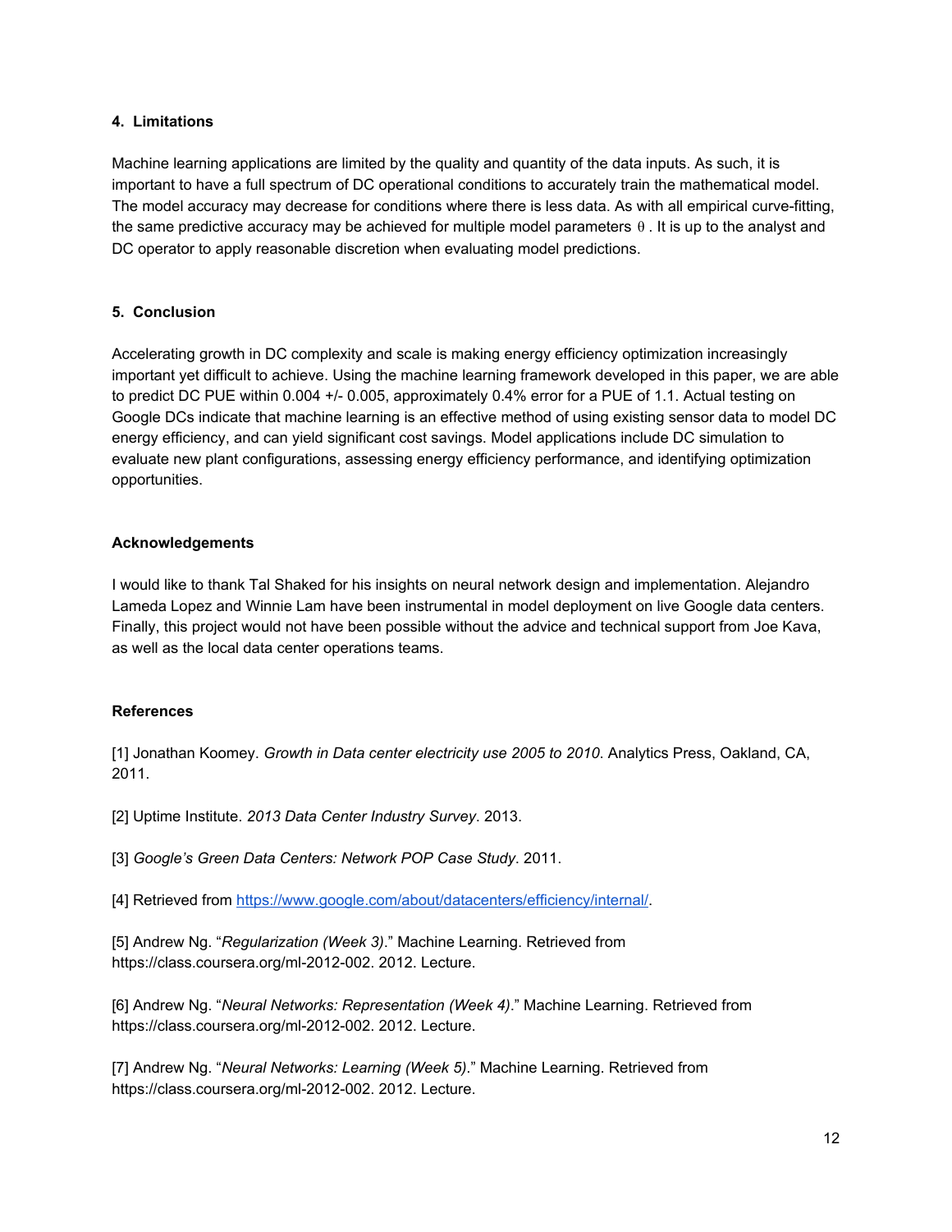### 4. Limitations

Machine learning applications are limited by the quality and quantity of the data inputs. As such, it is important to have a full spectrum of DC operational conditions to accurately train the mathematical model. The model accuracy may decrease for conditions where there is less data. As with all empirical curve-fitting, the same predictive accuracy may be achieved for multiple model parameters $\theta$ . It is up to the analyst and DC operator to apply reasonable discretion when evaluating model predictions.

### 5. Conclusion

Accelerating growth in DC complexity and scale is making energy efficiency optimization increasingly important yet difficult to achieve. Using the machine learning framework developed in this paper, we are able to predict DC PUE within 0.004 +/- 0.005, approximately 0.4% error for a PUE of 1.1. Actual testing on Google DCs indicate that machine learning is an effective method of using existing sensor data to model DC energy efficiency, and can yield significant cost savings. Model applications include DC simulation to evaluate new plant configurations, assessing energy efficiency performance, and identifying optimization opportunities.

### Acknowledgements

I would like to thank Tal Shaked for his insights on neural network design and implementation. Alejandro Lameda Lopez and Winnie Lam have been instrumental in model deployment on live Google data centers. Finally, this project would not have been possible without the advice and technical support from Joe Kava, as well as the local data center operations teams.

### References

[1] Jonathan Koomey. *Growth in Data center electricity use 2005 to 2010*. Analytics Press, Oakland, CA, 2011.

[2] Uptime Institute. *2013 Data Center Industry Survey*. 2013.

[3] *Google's Green Data Centers: Network POP Case Study*. 2011.

[4] Retrieved from https://www.google.com/about/datacenters/efficiency/internal/.

[5] Andrew Ng. "*Regularization (Week 3)*." Machine Learning. Retrieved from https://class.coursera.org/ml-2012-002. 2012. Lecture.

[6] Andrew Ng. "*Neural Networks: Representation (Week 4)*." Machine Learning. Retrieved from https://class.coursera.org/ml-2012-002. 2012. Lecture.

[7] Andrew Ng. "*Neural Networks: Learning (Week 5)*." Machine Learning. Retrieved from https://class.coursera.org/ml-2012-002. 2012. Lecture.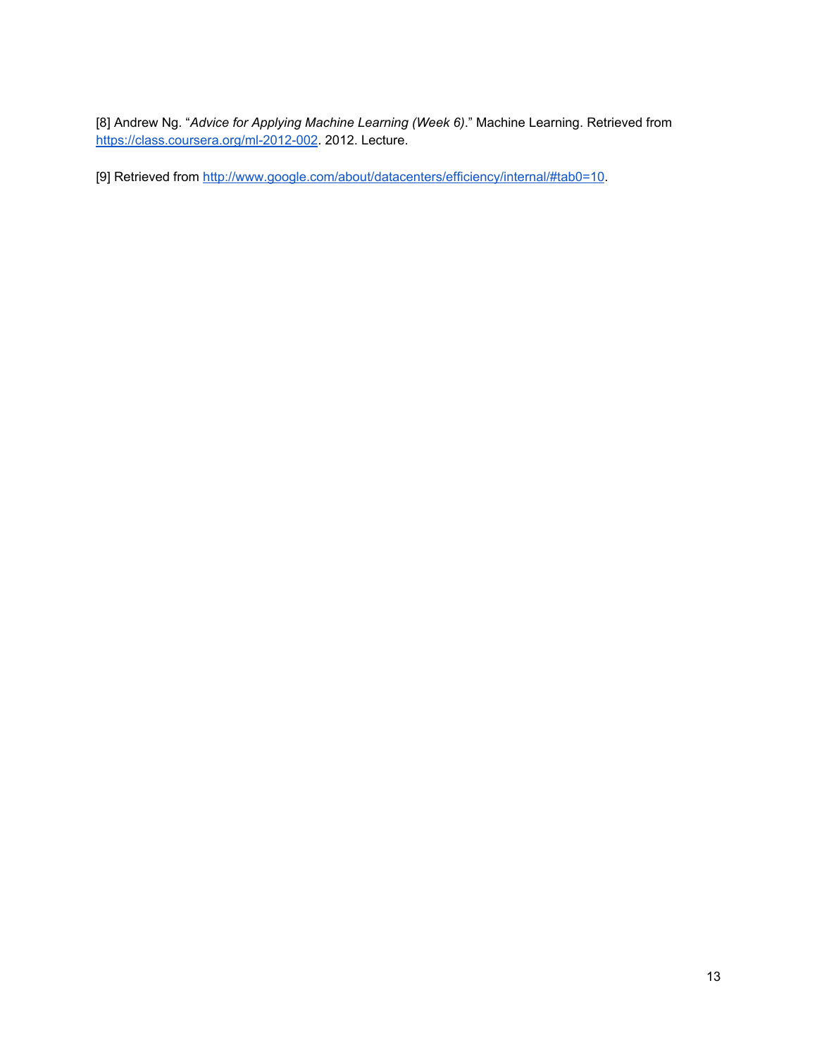[8] Andrew Ng. "*Advice for Applying Machine Learning (Week 6)*." Machine Learning. Retrieved from [https://class.coursera.org/ml-2012-002](https://class.coursera.org/ml-2012-002). 2012. Lecture.

[9] Retrieved from [http://www.google.com/about/datacenters/efficiency/internal/#tab0=10](http://www.google.com/about/datacenters/efficiency/internal/#tab0=10).